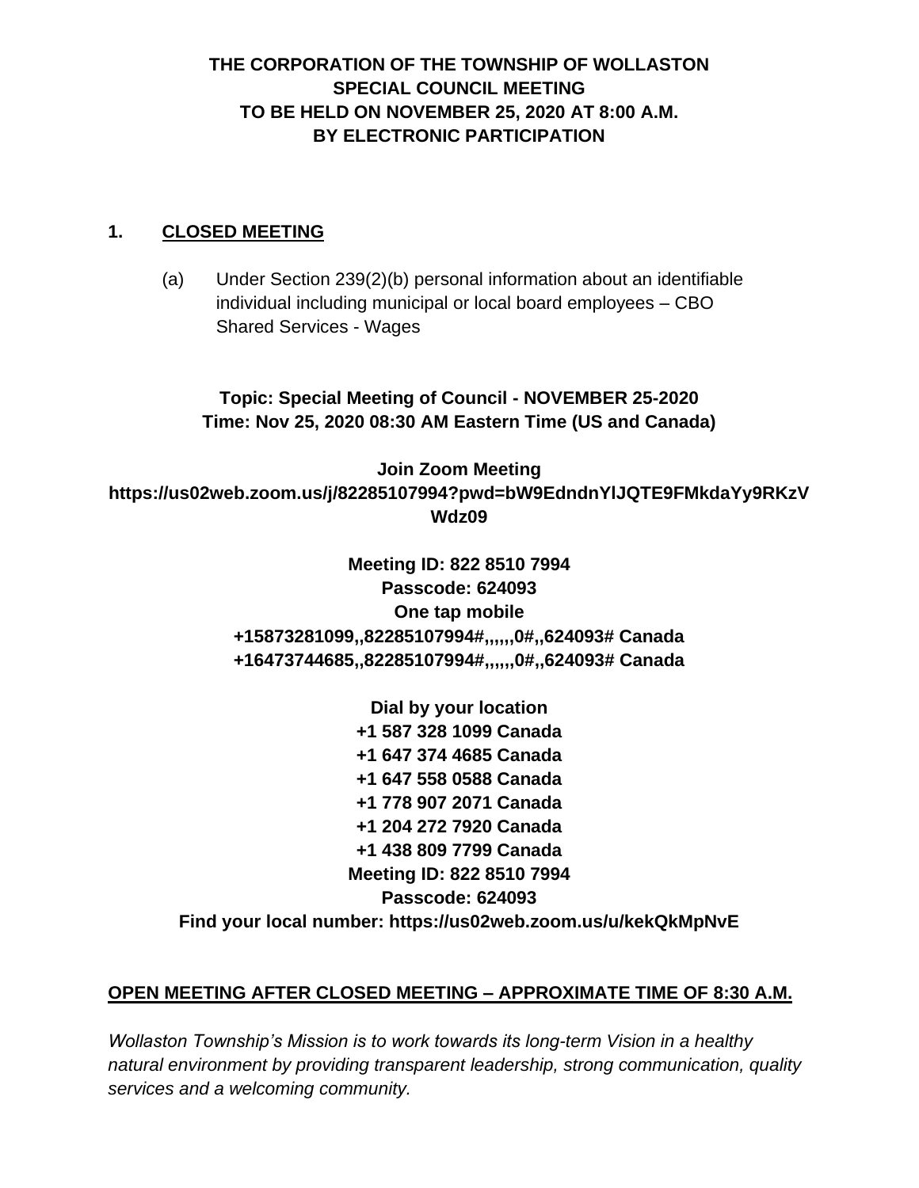# THE CORPORATION OF THE TOWNSHIP OF WOLLASTON
# SPECIAL COUNCIL MEETING
# TO BE HELD ON NOVEMBER 25, 2020 AT 8:00 A.M.
# BY ELECTRONIC PARTICIPATION

## 1. <u>CLOSED MEETING</u>

(a) Under Section 239(2)(b) personal information about an identifiable individual including municipal or local board employees – CBO Shared Services - Wages

**Topic: Special Meeting of Council - NOVEMBER 25-2020**
**Time: Nov 25, 2020 08:30 AM Eastern Time (US and Canada)**

**Join Zoom Meeting**
**https://us02web.zoom.us/j/82285107994?pwd=bW9EdndnYlJQTE9FMkdaYy9RKzVWdz09**

**Meeting ID: 822 8510 7994**
**Passcode: 624093**
**One tap mobile**
**+15873281099,,82285107994#,,,,,,0#,,624093# Canada**
**+16473744685,,82285107994#,,,,,,0#,,624093# Canada**

**Dial by your location**
**+1 587 328 1099 Canada**
**+1 647 374 4685 Canada**
**+1 647 558 0588 Canada**
**+1 778 907 2071 Canada**
**+1 204 272 7920 Canada**
**+1 438 809 7799 Canada**
**Meeting ID: 822 8510 7994**
**Passcode: 624093**
**Find your local number: https://us02web.zoom.us/u/kekQkMpNvE**

**<u>OPEN MEETING AFTER CLOSED MEETING – APPROXIMATE TIME OF 8:30 A.M.</u>**

*Wollaston Township's Mission is to work towards its long-term Vision in a healthy natural environment by providing transparent leadership, strong communication, quality services and a welcoming community.*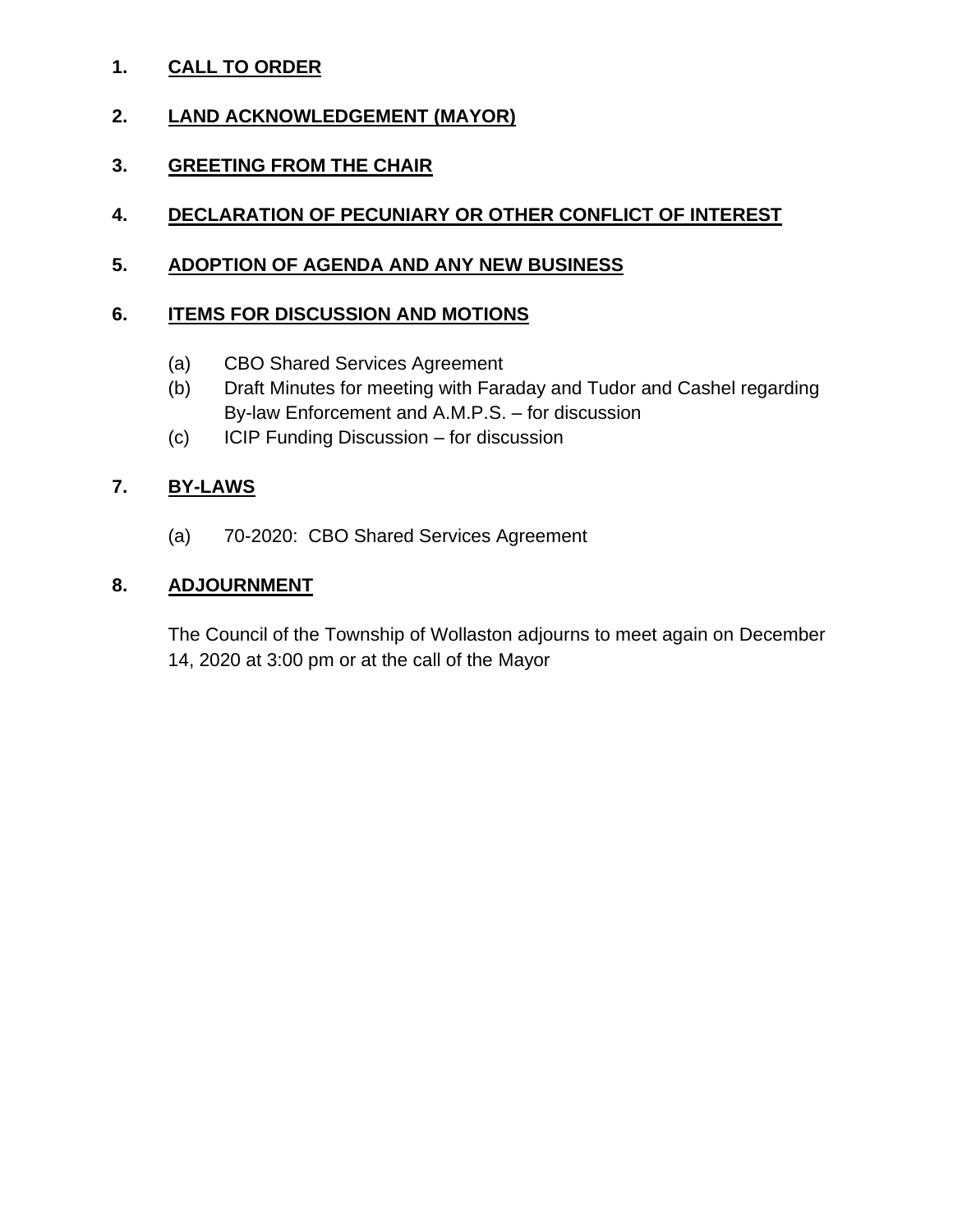1. **CALL TO ORDER**

2. **LAND ACKNOWLEDGEMENT (MAYOR)**

3. **GREETING FROM THE CHAIR**

4. **DECLARATION OF PECUNIARY OR OTHER CONFLICT OF INTEREST**

5. **ADOPTION OF AGENDA AND ANY NEW BUSINESS**

6. **ITEMS FOR DISCUSSION AND MOTIONS**

   (a) CBO Shared Services Agreement
   (b) Draft Minutes for meeting with Faraday and Tudor and Cashel regarding By-law Enforcement and A.M.P.S. – for discussion
   (c) ICIP Funding Discussion – for discussion

7. **BY-LAWS**

   (a) 70-2020: CBO Shared Services Agreement

8. **ADJOURNMENT**

   The Council of the Township of Wollaston adjourns to meet again on December 14, 2020 at 3:00 pm or at the call of the Mayor